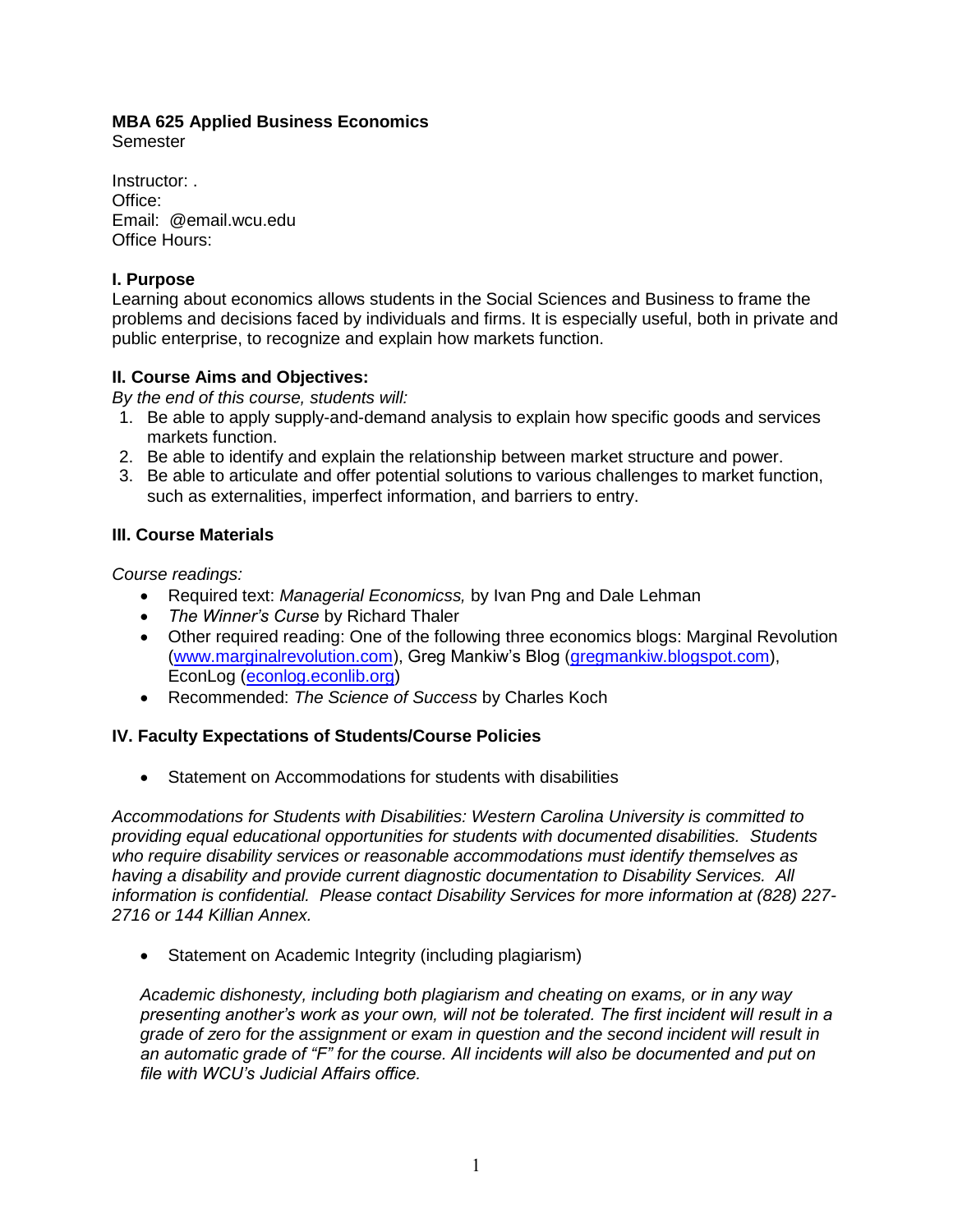**MBA 625 Applied Business Economics**
Semester

Instructor: .
Office:
Email:  @email.wcu.edu
Office Hours:

**I. Purpose**

Learning about economics allows students in the Social Sciences and Business to frame the problems and decisions faced by individuals and firms. It is especially useful, both in private and public enterprise, to recognize and explain how markets function.

**II. Course Aims and Objectives:**

*By the end of this course, students will:*

1. Be able to apply supply-and-demand analysis to explain how specific goods and services markets function.
2. Be able to identify and explain the relationship between market structure and power.
3. Be able to articulate and offer potential solutions to various challenges to market function, such as externalities, imperfect information, and barriers to entry.

**III. Course Materials**

*Course readings:*

- Required text: *Managerial Economicss,* by Ivan Png and Dale Lehman
- *The Winner's Curse* by Richard Thaler
- Other required reading: One of the following three economics blogs: Marginal Revolution (www.marginalrevolution.com), Greg Mankiw's Blog (gregmankiw.blogspot.com), EconLog (econlog.econlib.org)
- Recommended: *The Science of Success* by Charles Koch

**IV. Faculty Expectations of Students/Course Policies**

- Statement on Accommodations for students with disabilities

*Accommodations for Students with Disabilities: Western Carolina University is committed to providing equal educational opportunities for students with documented disabilities. Students who require disability services or reasonable accommodations must identify themselves as having a disability and provide current diagnostic documentation to Disability Services. All information is confidential. Please contact Disability Services for more information at (828) 227-2716 or 144 Killian Annex.*

- Statement on Academic Integrity (including plagiarism)

  *Academic dishonesty, including both plagiarism and cheating on exams, or in any way presenting another's work as your own, will not be tolerated. The first incident will result in a grade of zero for the assignment or exam in question and the second incident will result in an automatic grade of "F" for the course. All incidents will also be documented and put on file with WCU's Judicial Affairs office.*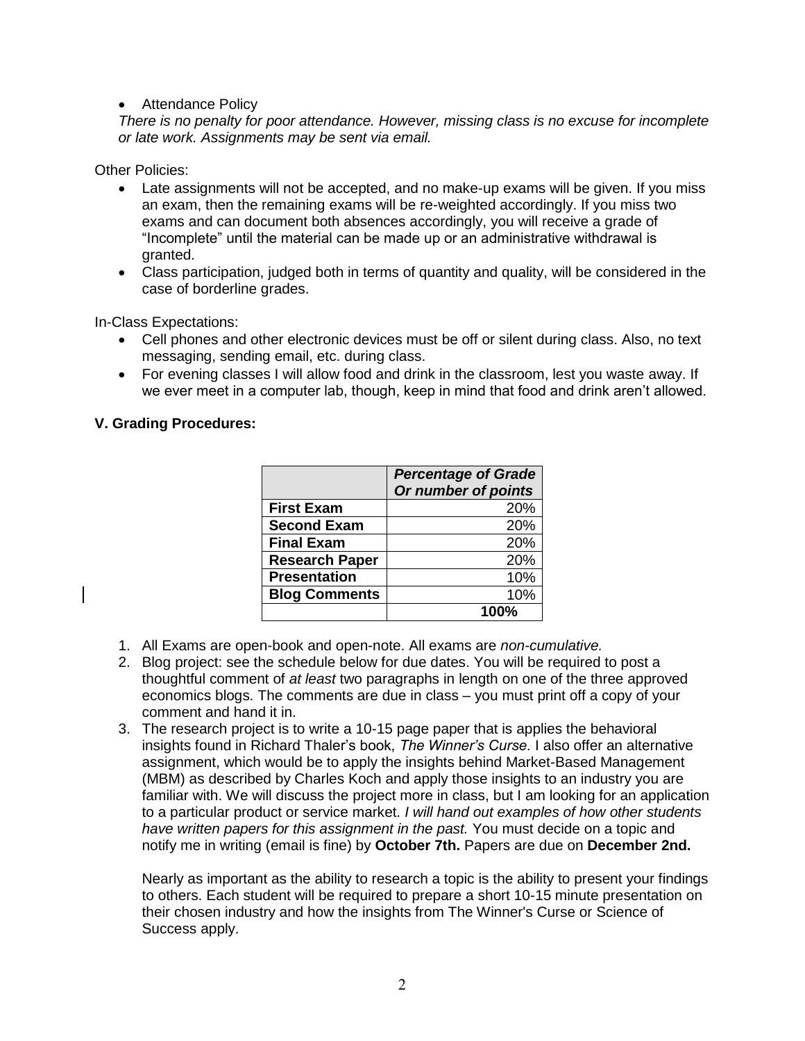- Attendance Policy

  *There is no penalty for poor attendance. However, missing class is no excuse for incomplete or late work. Assignments may be sent via email.*

Other Policies:

- Late assignments will not be accepted, and no make-up exams will be given. If you miss an exam, then the remaining exams will be re-weighted accordingly. If you miss two exams and can document both absences accordingly, you will receive a grade of "Incomplete" until the material can be made up or an administrative withdrawal is granted.
- Class participation, judged both in terms of quantity and quality, will be considered in the case of borderline grades.

In-Class Expectations:

- Cell phones and other electronic devices must be off or silent during class. Also, no text messaging, sending email, etc. during class.
- For evening classes I will allow food and drink in the classroom, lest you waste away. If we ever meet in a computer lab, though, keep in mind that food and drink aren't allowed.

**V. Grading Procedures:**

| | ***Percentage of Grade Or number of points*** |
|---|---|
| **First Exam** | 20% |
| **Second Exam** | 20% |
| **Final Exam** | 20% |
| **Research Paper** | 20% |
| **Presentation** | 10% |
| **Blog Comments** | 10% |
| | **100%** |

1. All Exams are open-book and open-note. All exams are *non-cumulative.*
2. Blog project: see the schedule below for due dates. You will be required to post a thoughtful comment of *at least* two paragraphs in length on one of the three approved economics blogs. The comments are due in class – you must print off a copy of your comment and hand it in.
3. The research project is to write a 10-15 page paper that is applies the behavioral insights found in Richard Thaler's book, *The Winner's Curse.* I also offer an alternative assignment, which would be to apply the insights behind Market-Based Management (MBM) as described by Charles Koch and apply those insights to an industry you are familiar with. We will discuss the project more in class, but I am looking for an application to a particular product or service market. *I will hand out examples of how other students have written papers for this assignment in the past.* You must decide on a topic and notify me in writing (email is fine) by **October 7th.** Papers are due on **December 2nd.**

   Nearly as important as the ability to research a topic is the ability to present your findings to others. Each student will be required to prepare a short 10-15 minute presentation on their chosen industry and how the insights from The Winner's Curse or Science of Success apply.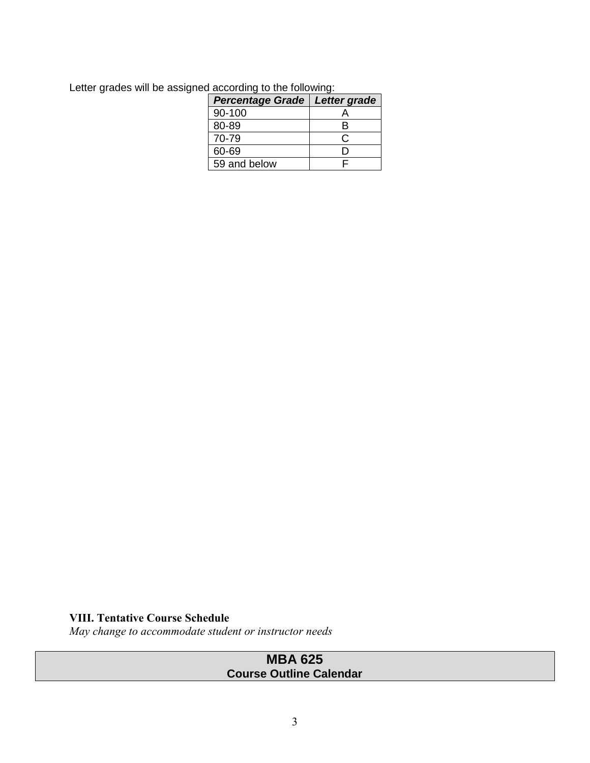Letter grades will be assigned according to the following:

| ***Percentage Grade*** | ***Letter grade*** |
|---|---|
| 90-100 | A |
| 80-89 | B |
| 70-79 | C |
| 60-69 | D |
| 59 and below | F |

**VIII. Tentative Course Schedule**

*May change to accommodate student or instructor needs*

| **MBA 625**<br>**Course Outline Calendar** |
|---|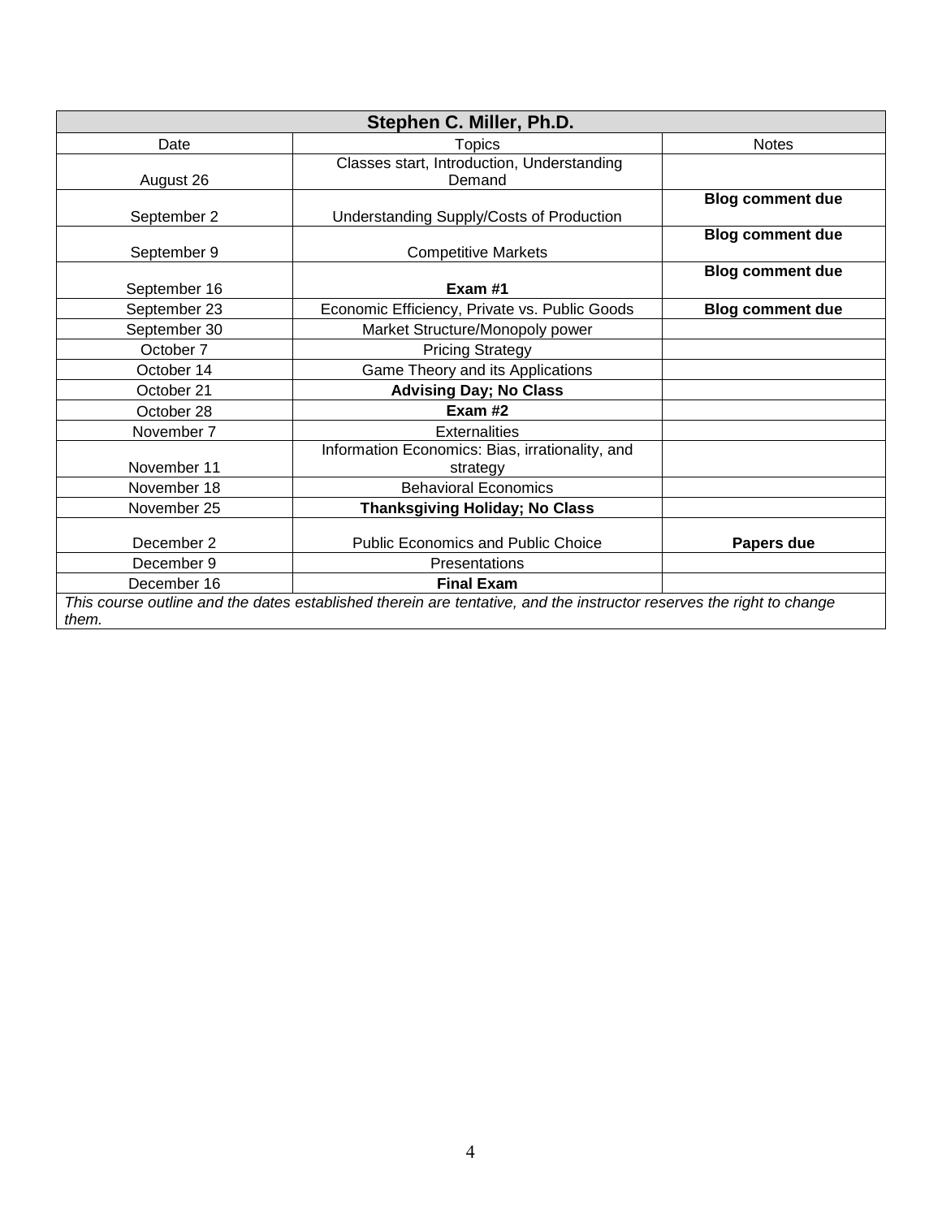| **Stephen C. Miller, Ph.D.** | | |
|---|---|---|
| Date | Topics | Notes |
| August 26 | Classes start, Introduction, Understanding Demand | |
| September 2 | Understanding Supply/Costs of Production | **Blog comment due** |
| September 9 | Competitive Markets | **Blog comment due** |
| September 16 | **Exam #1** | **Blog comment due** |
| September 23 | Economic Efficiency, Private vs. Public Goods | **Blog comment due** |
| September 30 | Market Structure/Monopoly power | |
| October 7 | Pricing Strategy | |
| October 14 | Game Theory and its Applications | |
| October 21 | **Advising Day; No Class** | |
| October 28 | **Exam #2** | |
| November 7 | Externalities | |
| November 11 | Information Economics: Bias, irrationality, and strategy | |
| November 18 | Behavioral Economics | |
| November 25 | **Thanksgiving Holiday; No Class** | |
| December 2 | Public Economics and Public Choice | **Papers due** |
| December 9 | Presentations | |
| December 16 | **Final Exam** | |
| *This course outline and the dates established therein are tentative, and the instructor reserves the right to change them.* | | |